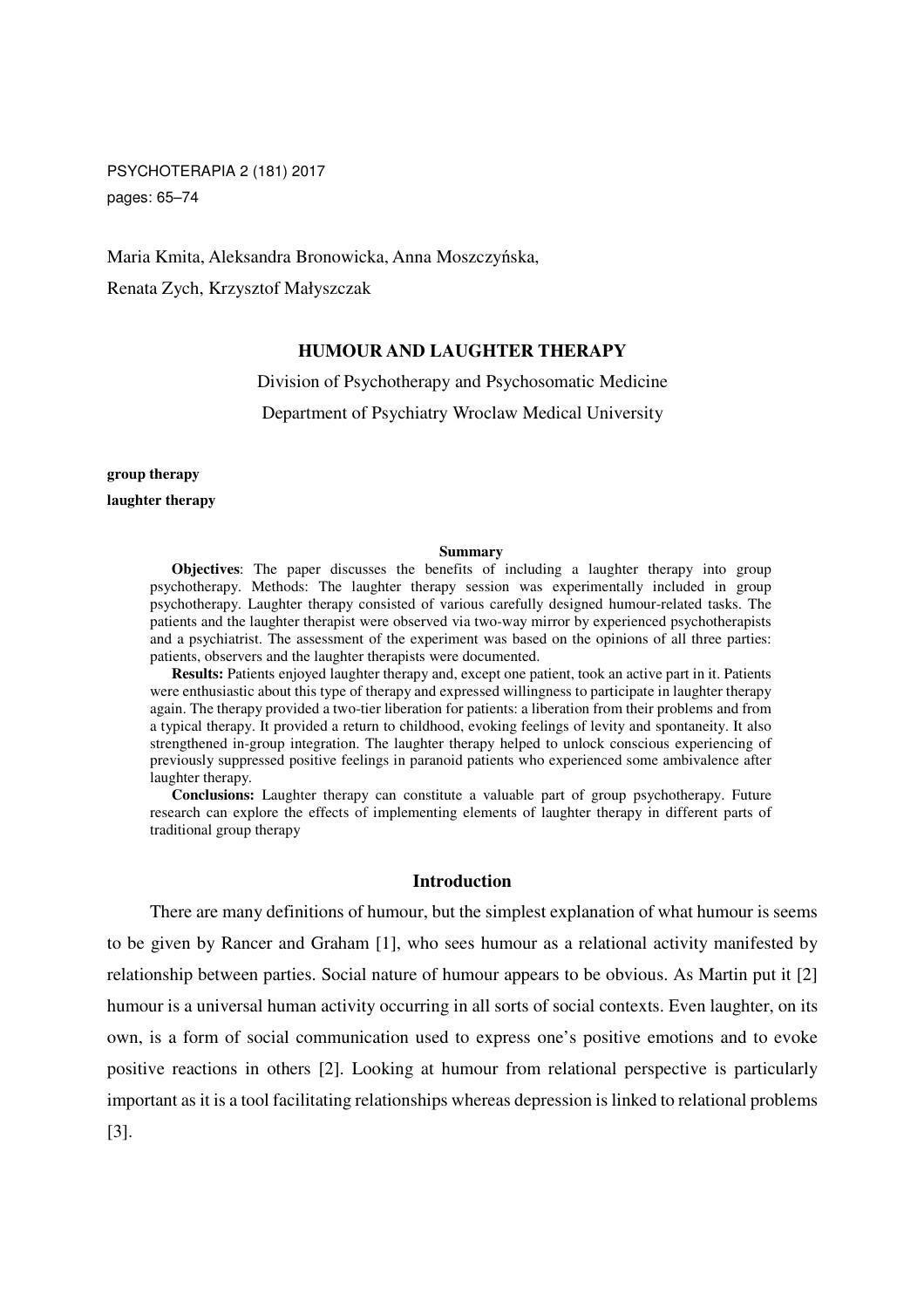Maria Kmita, Aleksandra Bronowicka, Anna Moszczyńska,

Renata Zych, Krzysztof Małyszczak

# HUMOUR AND LAUGHTER THERAPY

Division of Psychotherapy and Psychosomatic Medicine

Department of Psychiatry Wroclaw Medical University

**group therapy**

**laughter therapy**

**Summary**

**Objectives**: The paper discusses the benefits of including a laughter therapy into group psychotherapy. Methods: The laughter therapy session was experimentally included in group psychotherapy. Laughter therapy consisted of various carefully designed humour-related tasks. The patients and the laughter therapist were observed via two-way mirror by experienced psychotherapists and a psychiatrist. The assessment of the experiment was based on the opinions of all three parties: patients, observers and the laughter therapists were documented.

**Results:** Patients enjoyed laughter therapy and, except one patient, took an active part in it. Patients were enthusiastic about this type of therapy and expressed willingness to participate in laughter therapy again. The therapy provided a two-tier liberation for patients: a liberation from their problems and from a typical therapy. It provided a return to childhood, evoking feelings of levity and spontaneity. It also strengthened in-group integration. The laughter therapy helped to unlock conscious experiencing of previously suppressed positive feelings in paranoid patients who experienced some ambivalence after laughter therapy.

**Conclusions:** Laughter therapy can constitute a valuable part of group psychotherapy. Future research can explore the effects of implementing elements of laughter therapy in different parts of traditional group therapy

## Introduction

There are many definitions of humour, but the simplest explanation of what humour is seems to be given by Rancer and Graham [1], who sees humour as a relational activity manifested by relationship between parties. Social nature of humour appears to be obvious. As Martin put it [2] humour is a universal human activity occurring in all sorts of social contexts. Even laughter, on its own, is a form of social communication used to express one's positive emotions and to evoke positive reactions in others [2]. Looking at humour from relational perspective is particularly important as it is a tool facilitating relationships whereas depression is linked to relational problems [3].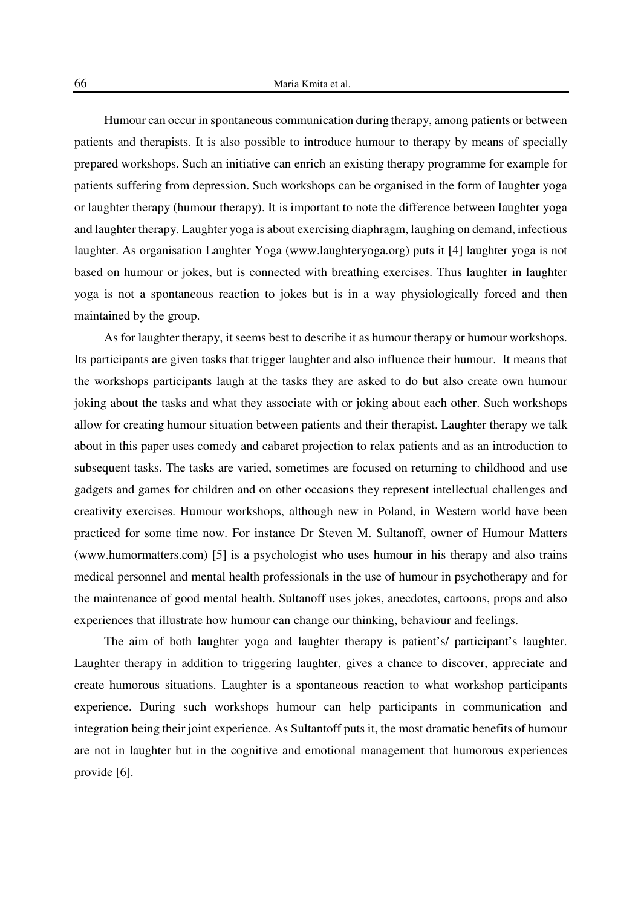Humour can occur in spontaneous communication during therapy, among patients or between patients and therapists. It is also possible to introduce humour to therapy by means of specially prepared workshops. Such an initiative can enrich an existing therapy programme for example for patients suffering from depression. Such workshops can be organised in the form of laughter yoga or laughter therapy (humour therapy). It is important to note the difference between laughter yoga and laughter therapy. Laughter yoga is about exercising diaphragm, laughing on demand, infectious laughter. As organisation Laughter Yoga (www.laughteryoga.org) puts it [4] laughter yoga is not based on humour or jokes, but is connected with breathing exercises. Thus laughter in laughter yoga is not a spontaneous reaction to jokes but is in a way physiologically forced and then maintained by the group.

As for laughter therapy, it seems best to describe it as humour therapy or humour workshops. Its participants are given tasks that trigger laughter and also influence their humour. It means that the workshops participants laugh at the tasks they are asked to do but also create own humour joking about the tasks and what they associate with or joking about each other. Such workshops allow for creating humour situation between patients and their therapist. Laughter therapy we talk about in this paper uses comedy and cabaret projection to relax patients and as an introduction to subsequent tasks. The tasks are varied, sometimes are focused on returning to childhood and use gadgets and games for children and on other occasions they represent intellectual challenges and creativity exercises. Humour workshops, although new in Poland, in Western world have been practiced for some time now. For instance Dr Steven M. Sultanoff, owner of Humour Matters (www.humormatters.com) [5] is a psychologist who uses humour in his therapy and also trains medical personnel and mental health professionals in the use of humour in psychotherapy and for the maintenance of good mental health. Sultanoff uses jokes, anecdotes, cartoons, props and also experiences that illustrate how humour can change our thinking, behaviour and feelings.

The aim of both laughter yoga and laughter therapy is patient's/ participant's laughter. Laughter therapy in addition to triggering laughter, gives a chance to discover, appreciate and create humorous situations. Laughter is a spontaneous reaction to what workshop participants experience. During such workshops humour can help participants in communication and integration being their joint experience. As Sultantoff puts it, the most dramatic benefits of humour are not in laughter but in the cognitive and emotional management that humorous experiences provide [6].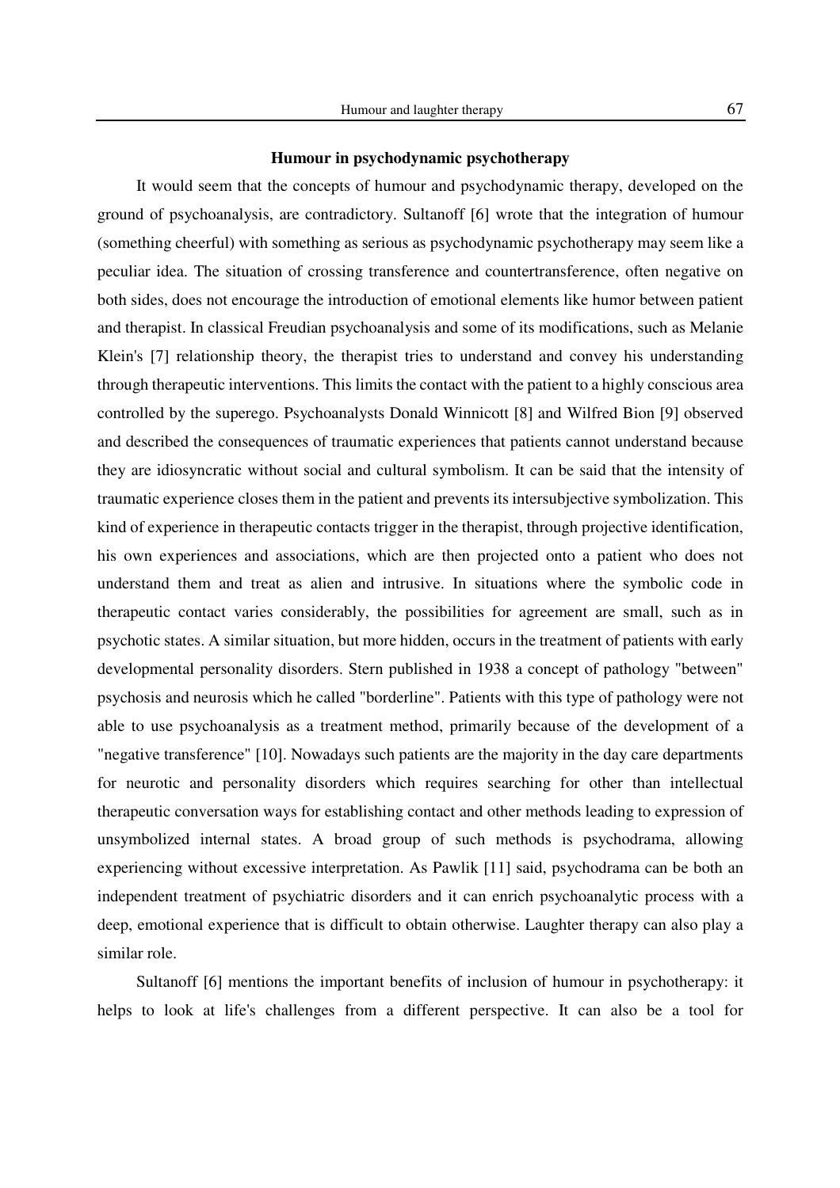## Humour in psychodynamic psychotherapy

It would seem that the concepts of humour and psychodynamic therapy, developed on the ground of psychoanalysis, are contradictory. Sultanoff [6] wrote that the integration of humour (something cheerful) with something as serious as psychodynamic psychotherapy may seem like a peculiar idea. The situation of crossing transference and countertransference, often negative on both sides, does not encourage the introduction of emotional elements like humor between patient and therapist. In classical Freudian psychoanalysis and some of its modifications, such as Melanie Klein's [7] relationship theory, the therapist tries to understand and convey his understanding through therapeutic interventions. This limits the contact with the patient to a highly conscious area controlled by the superego. Psychoanalysts Donald Winnicott [8] and Wilfred Bion [9] observed and described the consequences of traumatic experiences that patients cannot understand because they are idiosyncratic without social and cultural symbolism. It can be said that the intensity of traumatic experience closes them in the patient and prevents its intersubjective symbolization. This kind of experience in therapeutic contacts trigger in the therapist, through projective identification, his own experiences and associations, which are then projected onto a patient who does not understand them and treat as alien and intrusive. In situations where the symbolic code in therapeutic contact varies considerably, the possibilities for agreement are small, such as in psychotic states. A similar situation, but more hidden, occurs in the treatment of patients with early developmental personality disorders. Stern published in 1938 a concept of pathology "between" psychosis and neurosis which he called "borderline". Patients with this type of pathology were not able to use psychoanalysis as a treatment method, primarily because of the development of a "negative transference" [10]. Nowadays such patients are the majority in the day care departments for neurotic and personality disorders which requires searching for other than intellectual therapeutic conversation ways for establishing contact and other methods leading to expression of unsymbolized internal states. A broad group of such methods is psychodrama, allowing experiencing without excessive interpretation. As Pawlik [11] said, psychodrama can be both an independent treatment of psychiatric disorders and it can enrich psychoanalytic process with a deep, emotional experience that is difficult to obtain otherwise. Laughter therapy can also play a similar role.

Sultanoff [6] mentions the important benefits of inclusion of humour in psychotherapy: it helps to look at life's challenges from a different perspective. It can also be a tool for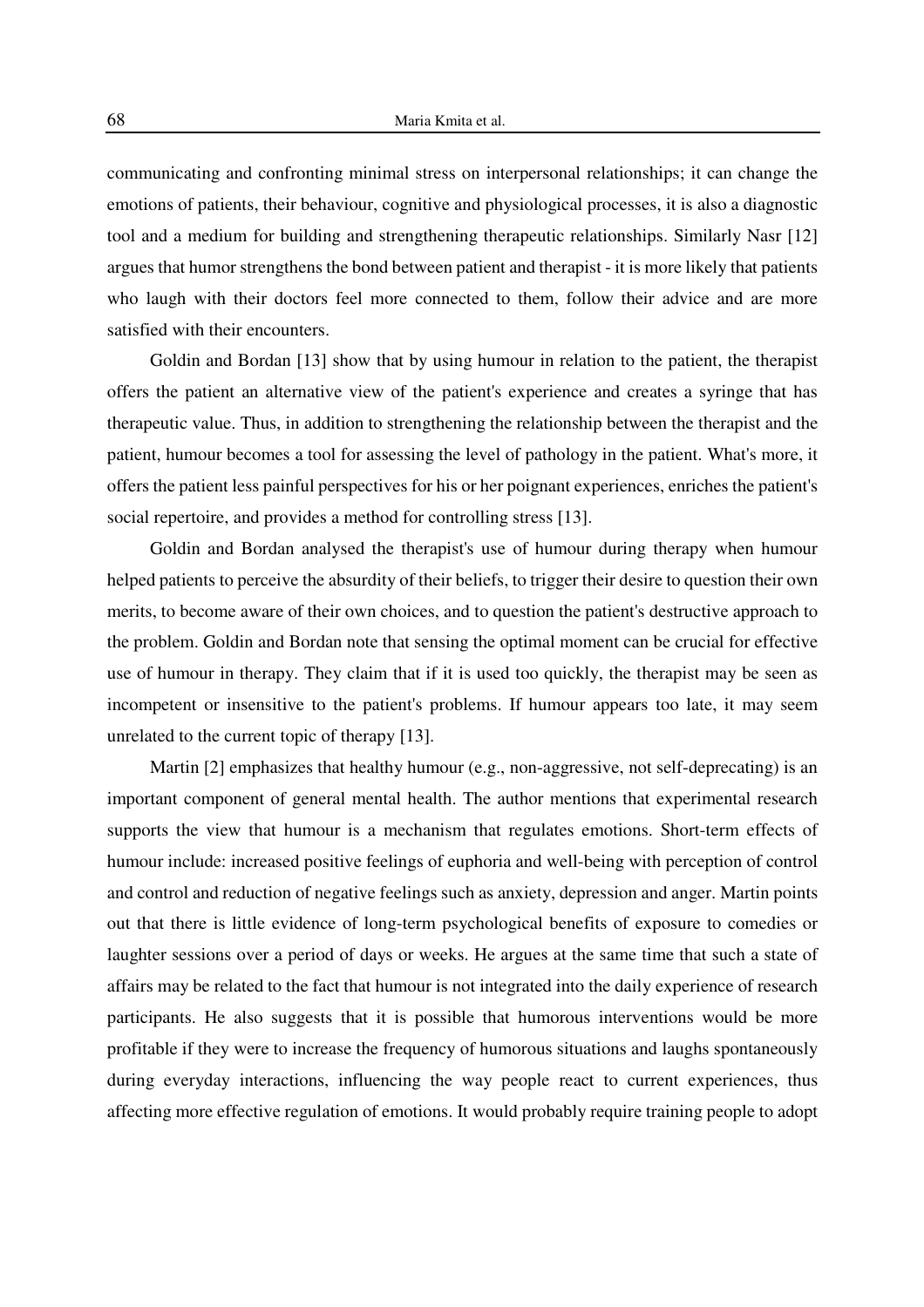communicating and confronting minimal stress on interpersonal relationships; it can change the emotions of patients, their behaviour, cognitive and physiological processes, it is also a diagnostic tool and a medium for building and strengthening therapeutic relationships. Similarly Nasr [12] argues that humor strengthens the bond between patient and therapist - it is more likely that patients who laugh with their doctors feel more connected to them, follow their advice and are more satisfied with their encounters.

Goldin and Bordan [13] show that by using humour in relation to the patient, the therapist offers the patient an alternative view of the patient's experience and creates a syringe that has therapeutic value. Thus, in addition to strengthening the relationship between the therapist and the patient, humour becomes a tool for assessing the level of pathology in the patient. What's more, it offers the patient less painful perspectives for his or her poignant experiences, enriches the patient's social repertoire, and provides a method for controlling stress [13].

Goldin and Bordan analysed the therapist's use of humour during therapy when humour helped patients to perceive the absurdity of their beliefs, to trigger their desire to question their own merits, to become aware of their own choices, and to question the patient's destructive approach to the problem. Goldin and Bordan note that sensing the optimal moment can be crucial for effective use of humour in therapy. They claim that if it is used too quickly, the therapist may be seen as incompetent or insensitive to the patient's problems. If humour appears too late, it may seem unrelated to the current topic of therapy [13].

Martin [2] emphasizes that healthy humour (e.g., non-aggressive, not self-deprecating) is an important component of general mental health. The author mentions that experimental research supports the view that humour is a mechanism that regulates emotions. Short-term effects of humour include: increased positive feelings of euphoria and well-being with perception of control and control and reduction of negative feelings such as anxiety, depression and anger. Martin points out that there is little evidence of long-term psychological benefits of exposure to comedies or laughter sessions over a period of days or weeks. He argues at the same time that such a state of affairs may be related to the fact that humour is not integrated into the daily experience of research participants. He also suggests that it is possible that humorous interventions would be more profitable if they were to increase the frequency of humorous situations and laughs spontaneously during everyday interactions, influencing the way people react to current experiences, thus affecting more effective regulation of emotions. It would probably require training people to adopt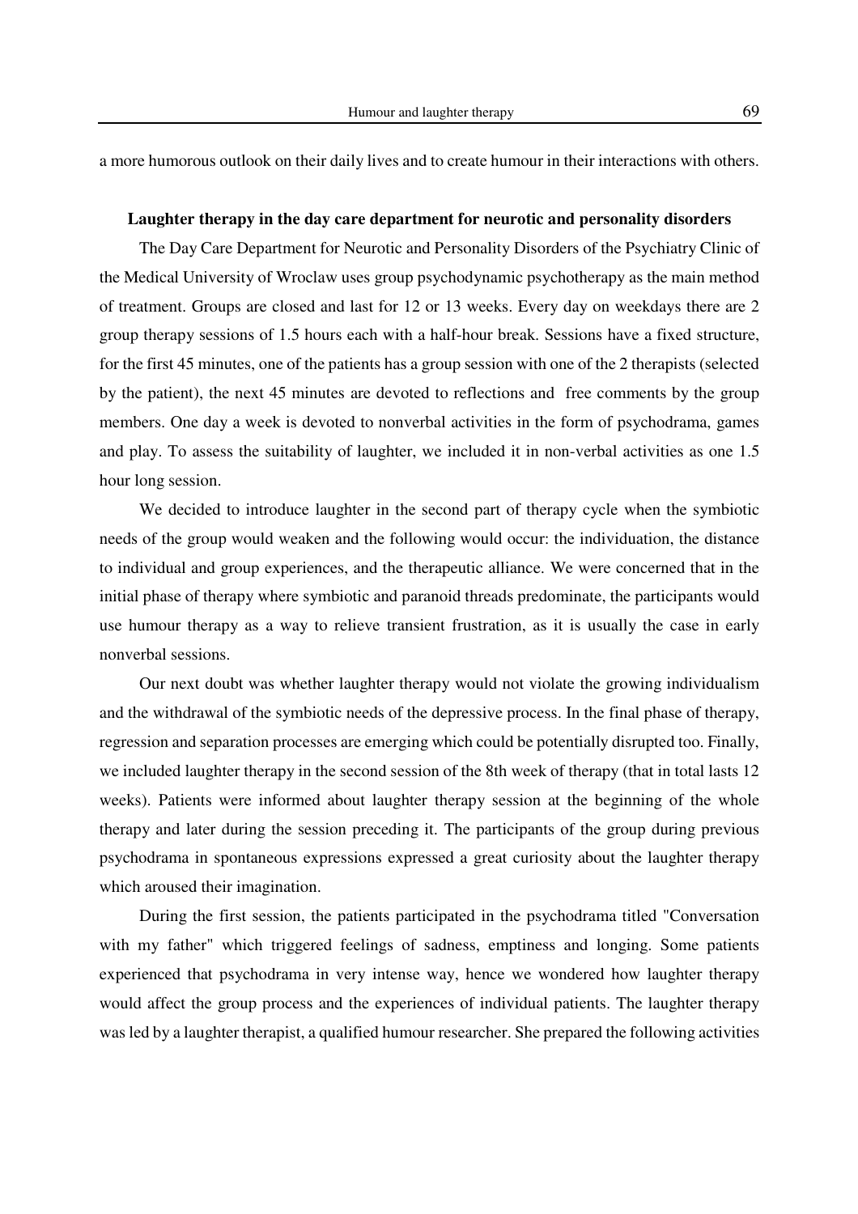a more humorous outlook on their daily lives and to create humour in their interactions with others.

### Laughter therapy in the day care department for neurotic and personality disorders

The Day Care Department for Neurotic and Personality Disorders of the Psychiatry Clinic of the Medical University of Wroclaw uses group psychodynamic psychotherapy as the main method of treatment. Groups are closed and last for 12 or 13 weeks. Every day on weekdays there are 2 group therapy sessions of 1.5 hours each with a half-hour break. Sessions have a fixed structure, for the first 45 minutes, one of the patients has a group session with one of the 2 therapists (selected by the patient), the next 45 minutes are devoted to reflections and free comments by the group members. One day a week is devoted to nonverbal activities in the form of psychodrama, games and play. To assess the suitability of laughter, we included it in non-verbal activities as one 1.5 hour long session.

We decided to introduce laughter in the second part of therapy cycle when the symbiotic needs of the group would weaken and the following would occur: the individuation, the distance to individual and group experiences, and the therapeutic alliance. We were concerned that in the initial phase of therapy where symbiotic and paranoid threads predominate, the participants would use humour therapy as a way to relieve transient frustration, as it is usually the case in early nonverbal sessions.

Our next doubt was whether laughter therapy would not violate the growing individualism and the withdrawal of the symbiotic needs of the depressive process. In the final phase of therapy, regression and separation processes are emerging which could be potentially disrupted too. Finally, we included laughter therapy in the second session of the 8th week of therapy (that in total lasts 12 weeks). Patients were informed about laughter therapy session at the beginning of the whole therapy and later during the session preceding it. The participants of the group during previous psychodrama in spontaneous expressions expressed a great curiosity about the laughter therapy which aroused their imagination.

During the first session, the patients participated in the psychodrama titled "Conversation with my father" which triggered feelings of sadness, emptiness and longing. Some patients experienced that psychodrama in very intense way, hence we wondered how laughter therapy would affect the group process and the experiences of individual patients. The laughter therapy was led by a laughter therapist, a qualified humour researcher. She prepared the following activities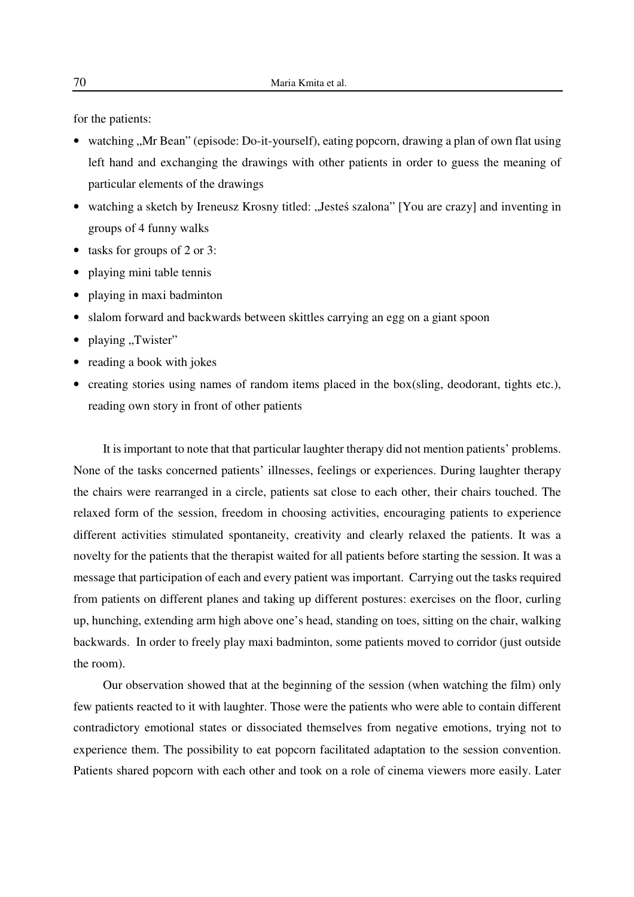for the patients:

- watching „Mr Bean" (episode: Do-it-yourself), eating popcorn, drawing a plan of own flat using left hand and exchanging the drawings with other patients in order to guess the meaning of particular elements of the drawings
- watching a sketch by Ireneusz Krosny titled: „Jesteś szalona" [You are crazy] and inventing in groups of 4 funny walks
- tasks for groups of 2 or 3:
- playing mini table tennis
- playing in maxi badminton
- slalom forward and backwards between skittles carrying an egg on a giant spoon
- playing „Twister"
- reading a book with jokes
- creating stories using names of random items placed in the box(sling, deodorant, tights etc.), reading own story in front of other patients

It is important to note that that particular laughter therapy did not mention patients' problems. None of the tasks concerned patients' illnesses, feelings or experiences. During laughter therapy the chairs were rearranged in a circle, patients sat close to each other, their chairs touched. The relaxed form of the session, freedom in choosing activities, encouraging patients to experience different activities stimulated spontaneity, creativity and clearly relaxed the patients. It was a novelty for the patients that the therapist waited for all patients before starting the session. It was a message that participation of each and every patient was important. Carrying out the tasks required from patients on different planes and taking up different postures: exercises on the floor, curling up, hunching, extending arm high above one's head, standing on toes, sitting on the chair, walking backwards. In order to freely play maxi badminton, some patients moved to corridor (just outside the room).

Our observation showed that at the beginning of the session (when watching the film) only few patients reacted to it with laughter. Those were the patients who were able to contain different contradictory emotional states or dissociated themselves from negative emotions, trying not to experience them. The possibility to eat popcorn facilitated adaptation to the session convention. Patients shared popcorn with each other and took on a role of cinema viewers more easily. Later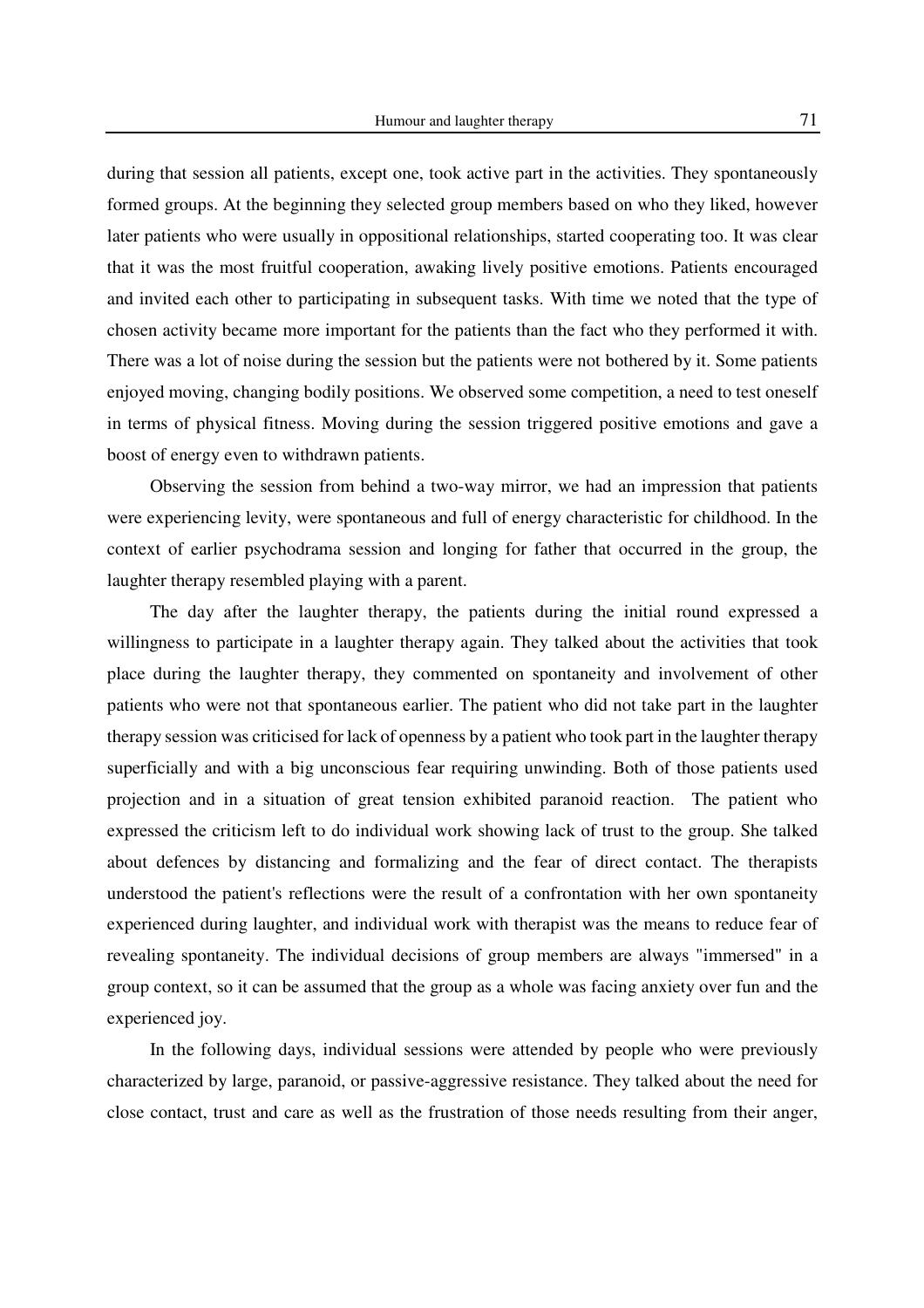during that session all patients, except one, took active part in the activities. They spontaneously formed groups. At the beginning they selected group members based on who they liked, however later patients who were usually in oppositional relationships, started cooperating too. It was clear that it was the most fruitful cooperation, awaking lively positive emotions. Patients encouraged and invited each other to participating in subsequent tasks. With time we noted that the type of chosen activity became more important for the patients than the fact who they performed it with. There was a lot of noise during the session but the patients were not bothered by it. Some patients enjoyed moving, changing bodily positions. We observed some competition, a need to test oneself in terms of physical fitness. Moving during the session triggered positive emotions and gave a boost of energy even to withdrawn patients.

Observing the session from behind a two-way mirror, we had an impression that patients were experiencing levity, were spontaneous and full of energy characteristic for childhood. In the context of earlier psychodrama session and longing for father that occurred in the group, the laughter therapy resembled playing with a parent.

The day after the laughter therapy, the patients during the initial round expressed a willingness to participate in a laughter therapy again. They talked about the activities that took place during the laughter therapy, they commented on spontaneity and involvement of other patients who were not that spontaneous earlier. The patient who did not take part in the laughter therapy session was criticised for lack of openness by a patient who took part in the laughter therapy superficially and with a big unconscious fear requiring unwinding. Both of those patients used projection and in a situation of great tension exhibited paranoid reaction. The patient who expressed the criticism left to do individual work showing lack of trust to the group. She talked about defences by distancing and formalizing and the fear of direct contact. The therapists understood the patient's reflections were the result of a confrontation with her own spontaneity experienced during laughter, and individual work with therapist was the means to reduce fear of revealing spontaneity. The individual decisions of group members are always "immersed" in a group context, so it can be assumed that the group as a whole was facing anxiety over fun and the experienced joy.

In the following days, individual sessions were attended by people who were previously characterized by large, paranoid, or passive-aggressive resistance. They talked about the need for close contact, trust and care as well as the frustration of those needs resulting from their anger,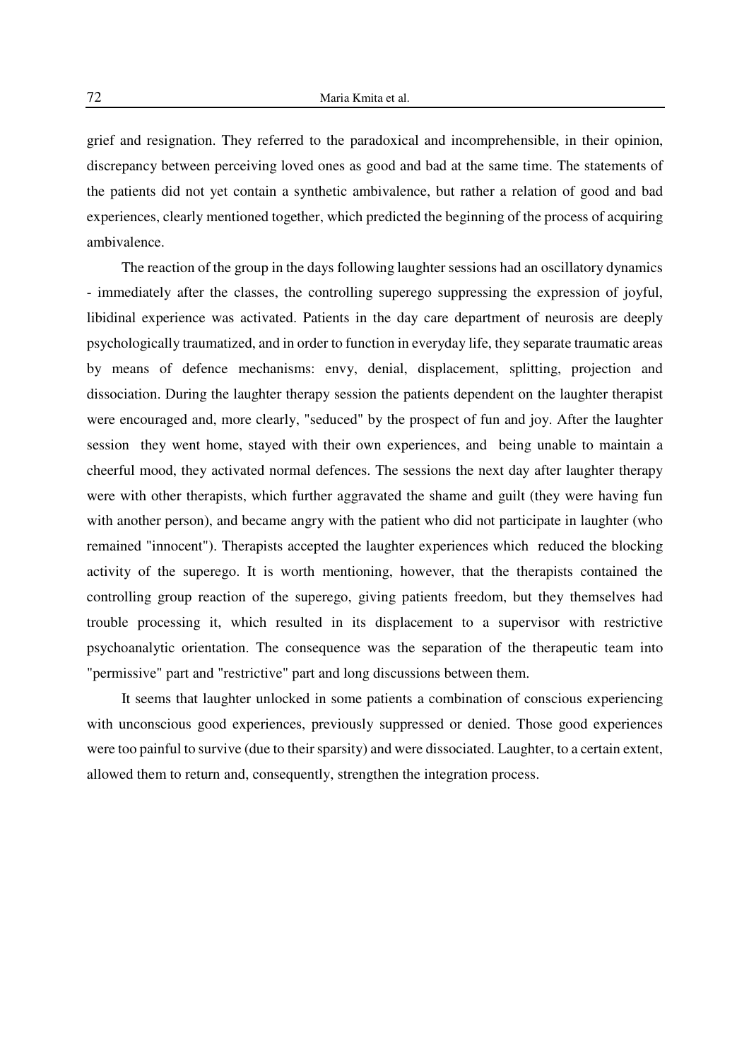grief and resignation. They referred to the paradoxical and incomprehensible, in their opinion, discrepancy between perceiving loved ones as good and bad at the same time. The statements of the patients did not yet contain a synthetic ambivalence, but rather a relation of good and bad experiences, clearly mentioned together, which predicted the beginning of the process of acquiring ambivalence.

The reaction of the group in the days following laughter sessions had an oscillatory dynamics - immediately after the classes, the controlling superego suppressing the expression of joyful, libidinal experience was activated. Patients in the day care department of neurosis are deeply psychologically traumatized, and in order to function in everyday life, they separate traumatic areas by means of defence mechanisms: envy, denial, displacement, splitting, projection and dissociation. During the laughter therapy session the patients dependent on the laughter therapist were encouraged and, more clearly, "seduced" by the prospect of fun and joy. After the laughter session they went home, stayed with their own experiences, and being unable to maintain a cheerful mood, they activated normal defences. The sessions the next day after laughter therapy were with other therapists, which further aggravated the shame and guilt (they were having fun with another person), and became angry with the patient who did not participate in laughter (who remained "innocent"). Therapists accepted the laughter experiences which reduced the blocking activity of the superego. It is worth mentioning, however, that the therapists contained the controlling group reaction of the superego, giving patients freedom, but they themselves had trouble processing it, which resulted in its displacement to a supervisor with restrictive psychoanalytic orientation. The consequence was the separation of the therapeutic team into "permissive" part and "restrictive" part and long discussions between them.

It seems that laughter unlocked in some patients a combination of conscious experiencing with unconscious good experiences, previously suppressed or denied. Those good experiences were too painful to survive (due to their sparsity) and were dissociated. Laughter, to a certain extent, allowed them to return and, consequently, strengthen the integration process.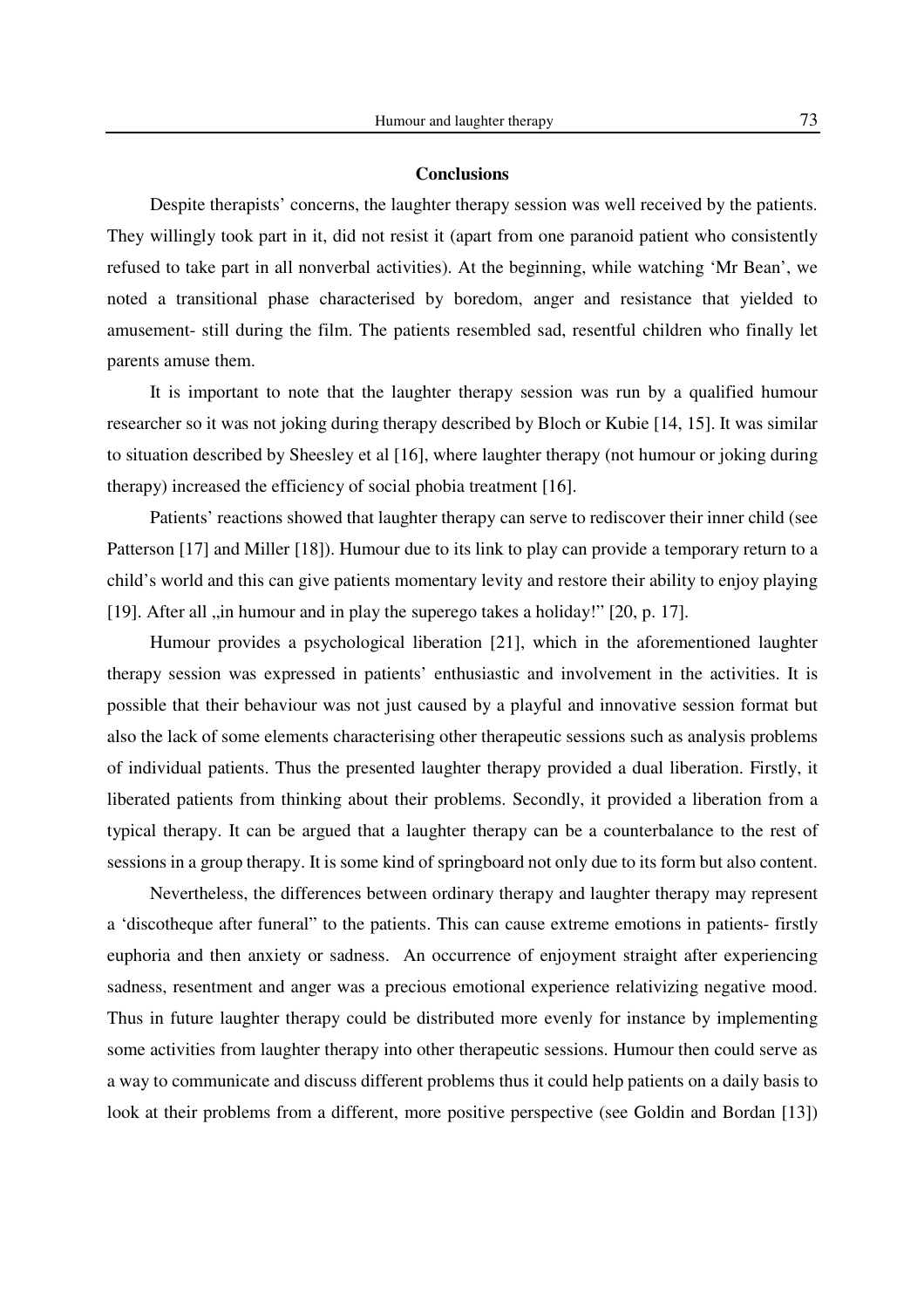## Conclusions

Despite therapists' concerns, the laughter therapy session was well received by the patients. They willingly took part in it, did not resist it (apart from one paranoid patient who consistently refused to take part in all nonverbal activities). At the beginning, while watching 'Mr Bean', we noted a transitional phase characterised by boredom, anger and resistance that yielded to amusement- still during the film. The patients resembled sad, resentful children who finally let parents amuse them.

It is important to note that the laughter therapy session was run by a qualified humour researcher so it was not joking during therapy described by Bloch or Kubie [14, 15]. It was similar to situation described by Sheesley et al [16], where laughter therapy (not humour or joking during therapy) increased the efficiency of social phobia treatment [16].

Patients' reactions showed that laughter therapy can serve to rediscover their inner child (see Patterson [17] and Miller [18]). Humour due to its link to play can provide a temporary return to a child's world and this can give patients momentary levity and restore their ability to enjoy playing [19]. After all „in humour and in play the superego takes a holiday!" [20, p. 17].

Humour provides a psychological liberation [21], which in the aforementioned laughter therapy session was expressed in patients' enthusiastic and involvement in the activities. It is possible that their behaviour was not just caused by a playful and innovative session format but also the lack of some elements characterising other therapeutic sessions such as analysis problems of individual patients. Thus the presented laughter therapy provided a dual liberation. Firstly, it liberated patients from thinking about their problems. Secondly, it provided a liberation from a typical therapy. It can be argued that a laughter therapy can be a counterbalance to the rest of sessions in a group therapy. It is some kind of springboard not only due to its form but also content.

Nevertheless, the differences between ordinary therapy and laughter therapy may represent a 'discotheque after funeral" to the patients. This can cause extreme emotions in patients- firstly euphoria and then anxiety or sadness. An occurrence of enjoyment straight after experiencing sadness, resentment and anger was a precious emotional experience relativizing negative mood. Thus in future laughter therapy could be distributed more evenly for instance by implementing some activities from laughter therapy into other therapeutic sessions. Humour then could serve as a way to communicate and discuss different problems thus it could help patients on a daily basis to look at their problems from a different, more positive perspective (see Goldin and Bordan [13])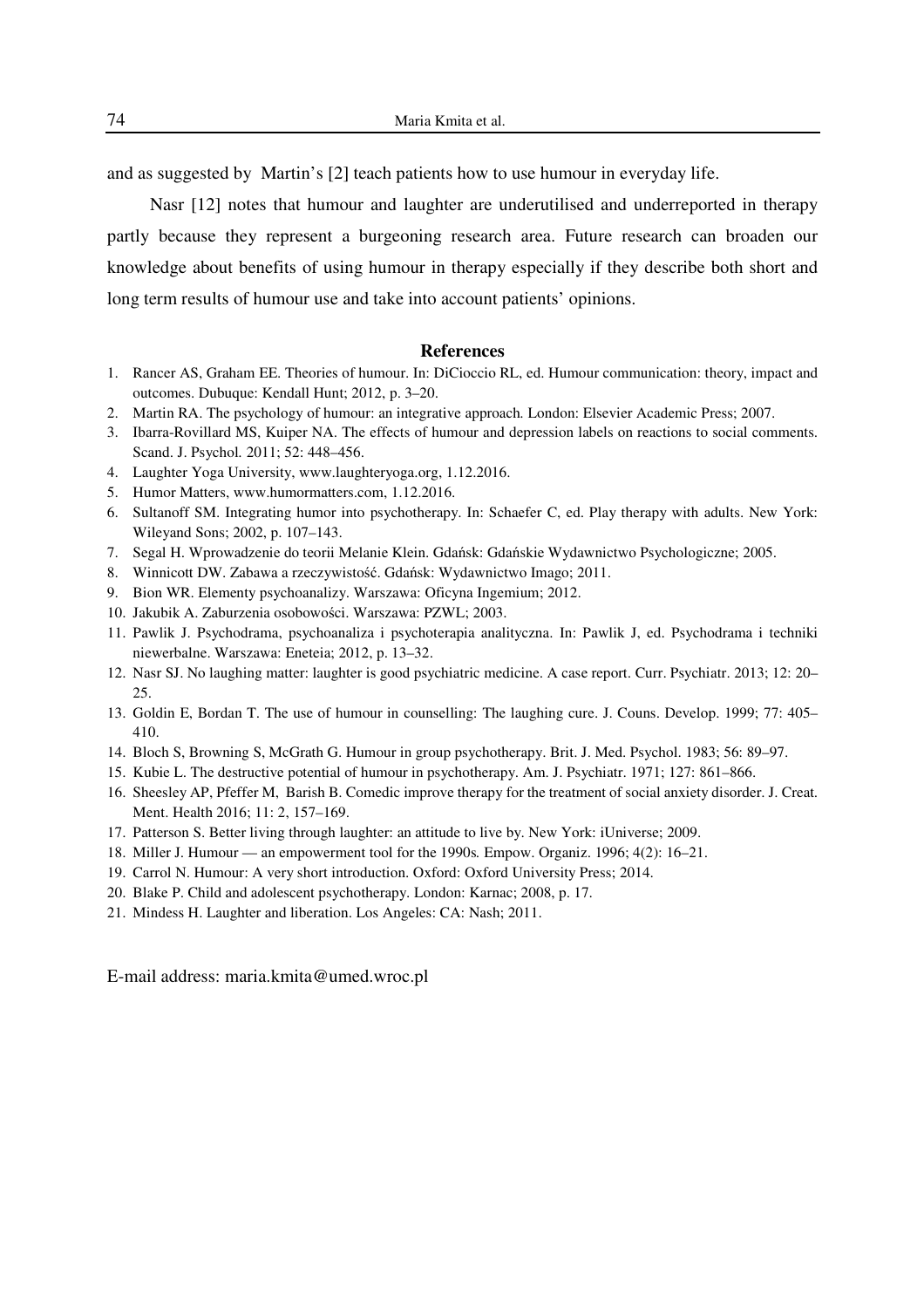and as suggested by Martin's [2] teach patients how to use humour in everyday life.

Nasr [12] notes that humour and laughter are underutilised and underreported in therapy partly because they represent a burgeoning research area. Future research can broaden our knowledge about benefits of using humour in therapy especially if they describe both short and long term results of humour use and take into account patients' opinions.

## References

1. Rancer AS, Graham EE. Theories of humour. In: DiCioccio RL, ed. Humour communication: theory, impact and outcomes. Dubuque: Kendall Hunt; 2012, p. 3–20.
2. Martin RA. The psychology of humour: an integrative approach. London: Elsevier Academic Press; 2007.
3. Ibarra-Rovillard MS, Kuiper NA. The effects of humour and depression labels on reactions to social comments. Scand. J. Psychol. 2011; 52: 448–456.
4. Laughter Yoga University, www.laughteryoga.org, 1.12.2016.
5. Humor Matters, www.humormatters.com, 1.12.2016.
6. Sultanoff SM. Integrating humor into psychotherapy. In: Schaefer C, ed. Play therapy with adults. New York: Wileyand Sons; 2002, p. 107–143.
7. Segal H. Wprowadzenie do teorii Melanie Klein. Gdańsk: Gdańskie Wydawnictwo Psychologiczne; 2005.
8. Winnicott DW. Zabawa a rzeczywistość. Gdańsk: Wydawnictwo Imago; 2011.
9. Bion WR. Elementy psychoanalizy. Warszawa: Oficyna Ingemium; 2012.
10. Jakubik A. Zaburzenia osobowości. Warszawa: PZWL; 2003.
11. Pawlik J. Psychodrama, psychoanaliza i psychoterapia analityczna. In: Pawlik J, ed. Psychodrama i techniki niewerbalne. Warszawa: Eneteia; 2012, p. 13–32.
12. Nasr SJ. No laughing matter: laughter is good psychiatric medicine. A case report. Curr. Psychiatr. 2013; 12: 20–25.
13. Goldin E, Bordan T. The use of humour in counselling: The laughing cure. J. Couns. Develop. 1999; 77: 405–410.
14. Bloch S, Browning S, McGrath G. Humour in group psychotherapy. Brit. J. Med. Psychol. 1983; 56: 89–97.
15. Kubie L. The destructive potential of humour in psychotherapy. Am. J. Psychiatr. 1971; 127: 861–866.
16. Sheesley AP, Pfeffer M, Barish B. Comedic improve therapy for the treatment of social anxiety disorder. J. Creat. Ment. Health 2016; 11: 2, 157–169.
17. Patterson S. Better living through laughter: an attitude to live by. New York: iUniverse; 2009.
18. Miller J. Humour — an empowerment tool for the 1990s. Empow. Organiz. 1996; 4(2): 16–21.
19. Carrol N. Humour: A very short introduction. Oxford: Oxford University Press; 2014.
20. Blake P. Child and adolescent psychotherapy. London: Karnac; 2008, p. 17.
21. Mindess H. Laughter and liberation. Los Angeles: CA: Nash; 2011.

E-mail address: maria.kmita@umed.wroc.pl